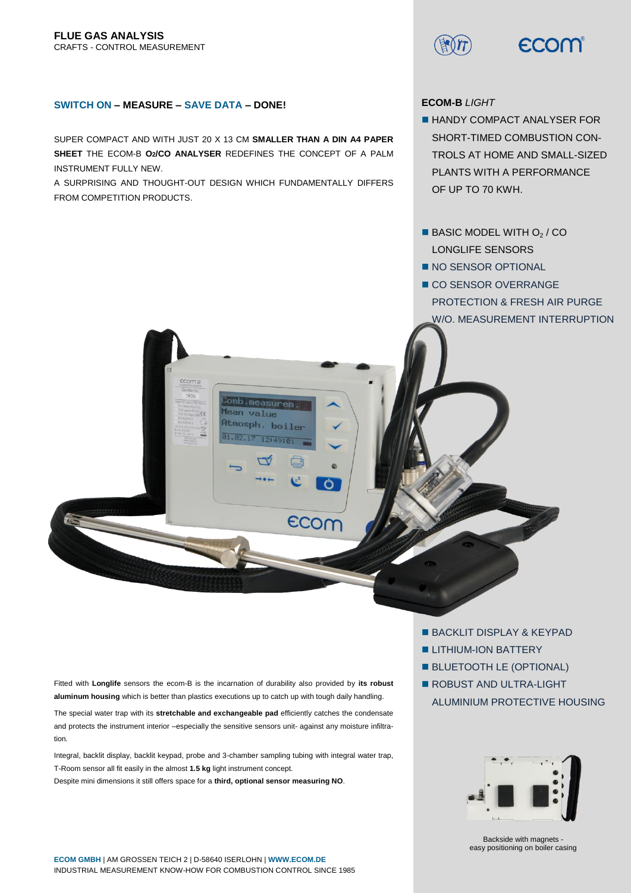**FLUE GAS ANALYSIS**
CRAFTS - CONTROL MEASUREMENT

## SWITCH ON – MEASURE – SAVE DATA – DONE!

SUPER COMPACT AND WITH JUST 20 X 13 CM **SMALLER THAN A DIN A4 PAPER SHEET** THE ECOM-B **$O_2$/CO ANALYSER** REDEFINES THE CONCEPT OF A PALM INSTRUMENT FULLY NEW.

A SURPRISING AND THOUGHT-OUT DESIGN WHICH FUNDAMENTALLY DIFFERS FROM COMPETITION PRODUCTS.

**ECOM-B** *LIGHT*

- HANDY COMPACT ANALYSER FOR SHORT-TIMED COMBUSTION CONTROLS AT HOME AND SMALL-SIZED PLANTS WITH A PERFORMANCE OF UP TO 70 KWH.

- BASIC MODEL WITH $O_2$ / CO LONGLIFE SENSORS
- NO SENSOR OPTIONAL
- CO SENSOR OVERRANGE PROTECTION & FRESH AIR PURGE W/O. MEASUREMENT INTERRUPTION

- BACKLIT DISPLAY & KEYPAD
- LITHIUM-ION BATTERY
- BLUETOOTH LE (OPTIONAL)
- ROBUST AND ULTRA-LIGHT ALUMINIUM PROTECTIVE HOUSING

Fitted with **Longlife** sensors the ecom-B is the incarnation of durability also provided by **its robust aluminum housing** which is better than plastics executions up to catch up with tough daily handling.

The special water trap with its **stretchable and exchangeable pad** efficiently catches the condensate and protects the instrument interior –especially the sensitive sensors unit- against any moisture infiltration.

Integral, backlit display, backlit keypad, probe and 3-chamber sampling tubing with integral water trap, T-Room sensor all fit easily in the almost **1.5 kg** light instrument concept.
Despite mini dimensions it still offers space for a **third, optional sensor measuring NO**.

Backside with magnets - easy positioning on boiler casing

**ECOM GMBH** | AM GROSSEN TEICH 2 | D-58640 ISERLOHN | **WWW.ECOM.DE**
INDUSTRIAL MEASUREMENT KNOW-HOW FOR COMBUSTION CONTROL SINCE 1985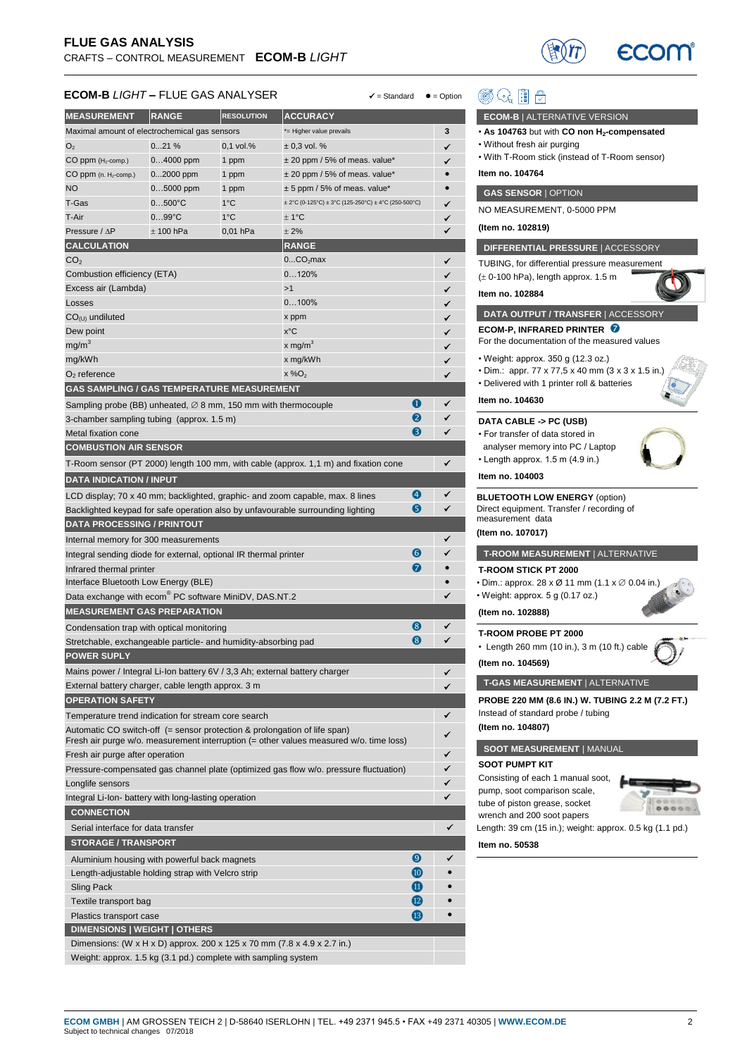# FLUE GAS ANALYSIS

CRAFTS – CONTROL MEASUREMENT **ECOM-B** *LIGHT*

## ECOM-B *LIGHT* – FLUE GAS ANALYSER

✓ = Standard ● = Option

| MEASUREMENT | RANGE | RESOLUTION | ACCURACY | | |
|---|---|---|---|---|---|
| Maximal amount of electrochemical gas sensors | | | *= Higher value prevails | | 3 |
| $O_2$ | 0...21 % | 0,1 vol.% | ± 0,3 vol. % | | ✓ |
| CO ppm ($H_2$-comp.) | 0...4000 ppm | 1 ppm | ± 20 ppm / 5% of meas. value* | | ✓ |
| CO ppm (n. $H_2$-comp.) | 0...2000 ppm | 1 ppm | ± 20 ppm / 5% of meas. value* | | ● |
| NO | 0...5000 ppm | 1 ppm | ± 5 ppm / 5% of meas. value* | | ● |
| T-Gas | 0...500°C | 1°C | ± 2°C (0-125°C) ± 3°C (125-250°C) ± 4°C (250-500°C) | | ✓ |
| T-Air | 0...99°C | 1°C | ± 1°C | | ✓ |
| Pressure / ΔP | ± 100 hPa | 0,01 hPa | ± 2% | | ✓ |
| **CALCULATION** | | | **RANGE** | | |
| $CO_2$ | | | 0...$CO_2$max | | ✓ |
| Combustion efficiency (ETA) | | | 0...120% | | ✓ |
| Excess air (Lambda) | | | >1 | | ✓ |
| Losses | | | 0...100% | | ✓ |
| $CO_{(U)}$ undiluted | | | x ppm | | ✓ |
| Dew point | | | x°C | | ✓ |
| $mg/m^3$ | | | x $mg/m^3$ | | ✓ |
| mg/kWh | | | x mg/kWh | | ✓ |
| $O_2$ reference | | | x %$O_2$ | | ✓ |
| **GAS SAMPLING / GAS TEMPERATURE MEASUREMENT** | | | | | |
| Sampling probe (BB) unheated, ∅ 8 mm, 150 mm with thermocouple | | | | 1 | ✓ |
| 3-chamber sampling tubing (approx. 1.5 m) | | | | 2 | ✓ |
| Metal fixation cone | | | | 3 | ✓ |
| **COMBUSTION AIR SENSOR** | | | | | |
| T-Room sensor (PT 2000) length 100 mm, with cable (approx. 1,1 m) and fixation cone | | | | | ✓ |
| **DATA INDICATION / INPUT** | | | | | |
| LCD display; 70 x 40 mm; backlighted, graphic- and zoom capable, max. 8 lines | | | | 4 | ✓ |
| Backlighted keypad for safe operation also by unfavourable surrounding lighting | | | | 5 | ✓ |
| **DATA PROCESSING / PRINTOUT** | | | | | |
| Internal memory for 300 measurements | | | | | ✓ |
| Integral sending diode for external, optional IR thermal printer | | | | 6 | ✓ |
| Infrared thermal printer | | | | 7 | ● |
| Interface Bluetooth Low Energy (BLE) | | | | | ● |
| Data exchange with ecom® PC software MiniDV, DAS.NT.2 | | | | | ✓ |
| **MEASUREMENT GAS PREPARATION** | | | | | |
| Condensation trap with optical monitoring | | | | 8 | ✓ |
| Stretchable, exchangeable particle- and humidity-absorbing pad | | | | 8 | ✓ |
| **POWER SUPLY** | | | | | |
| Mains power / Integral Li-Ion battery 6V / 3,3 Ah; external battery charger | | | | | ✓ |
| External battery charger, cable length approx. 3 m | | | | | ✓ |
| **OPERATION SAFETY** | | | | | |
| Temperature trend indication for stream core search | | | | | ✓ |
| Automatic CO switch-off (= sensor protection & prolongation of life span) Fresh air purge w/o. measurement interruption (= other values measured w/o. time loss) | | | | | ✓ |
| Fresh air purge after operation | | | | | ✓ |
| Pressure-compensated gas channel plate (optimized gas flow w/o. pressure fluctuation) | | | | | ✓ |
| Longlife sensors | | | | | ✓ |
| Integral Li-Ion- battery with long-lasting operation | | | | | ✓ |
| **CONNECTION** | | | | | |
| Serial interface for data transfer | | | | | ✓ |
| **STORAGE / TRANSPORT** | | | | | |
| Aluminium housing with powerful back magnets | | | | 9 | ✓ |
| Length-adjustable holding strap with Velcro strip | | | | 10 | ● |
| Sling Pack | | | | 11 | ● |
| Textile transport bag | | | | 12 | ● |
| Plastics transport case | | | | 13 | ● |
| **DIMENSIONS \| WEIGHT \| OTHERS** | | | | | |
| Dimensions: (W x H x D) approx. 200 x 125 x 70 mm (7.8 x 4.9 x 2.7 in.) | | | | | |
| Weight: approx. 1.5 kg (3.1 pd.) complete with sampling system | | | | | |

### ECOM-B | ALTERNATIVE VERSION

- **As 104763** but with **CO non $H_2$-compensated**
- Without fresh air purging
- With T-Room stick (instead of T-Room sensor)

**Item no. 104764**

### GAS SENSOR | OPTION

NO MEASUREMENT, 0-5000 PPM

**(Item no. 102819)**

### DIFFERENTIAL PRESSURE | ACCESSORY

TUBING, for differential pressure measurement (± 0-100 hPa), length approx. 1.5 m

**Item no. 102884**

### DATA OUTPUT / TRANSFER | ACCESSORY

**ECOM-P, INFRARED PRINTER** 7

For the documentation of the measured values

- Weight: approx. 350 g (12.3 oz.)
- Dim.: appr. 77 x 77,5 x 40 mm (3 x 3 x 1.5 in.)
- Delivered with 1 printer roll & batteries

**Item no. 104630**

**DATA CABLE -> PC (USB)**

- For transfer of data stored in analyser memory into PC / Laptop
- Length approx. 1.5 m (4.9 in.)

**Item no. 104003**

**BLUETOOTH LOW ENERGY** (option)

Direct equipment. Transfer / recording of measurement data

**(Item no. 107017)**

### T-ROOM MEASUREMENT | ALTERNATIVE

**T-ROOM STICK PT 2000**

- Dim.: approx. 28 x Ø 11 mm (1.1 x ∅ 0.04 in.)
- Weight: approx. 5 g (0.17 oz.)

**(Item no. 102888)**

**T-ROOM PROBE PT 2000**

- Length 260 mm (10 in.), 3 m (10 ft.) cable

**(Item no. 104569)**

### T-GAS MEASUREMENT | ALTERNATIVE

**PROBE 220 MM (8.6 IN.) W. TUBING 2.2 M (7.2 FT.)**

Instead of standard probe / tubing

**(Item no. 104807)**

### SOOT MEASUREMENT | MANUAL

**SOOT PUMPT KIT**

Consisting of each 1 manual soot, pump, soot comparison scale, tube of piston grease, socket wrench and 200 soot papers

Length: 39 cm (15 in.); weight: approx. 0.5 kg (1.1 pd.)

**Item no. 50538**

**ECOM GMBH** | AM GROSSEN TEICH 2 | D-58640 ISERLOHN | TEL. +49 2371 945.5 • FAX +49 2371 40305 | **WWW.ECOM.DE**

Subject to technical changes 07/2018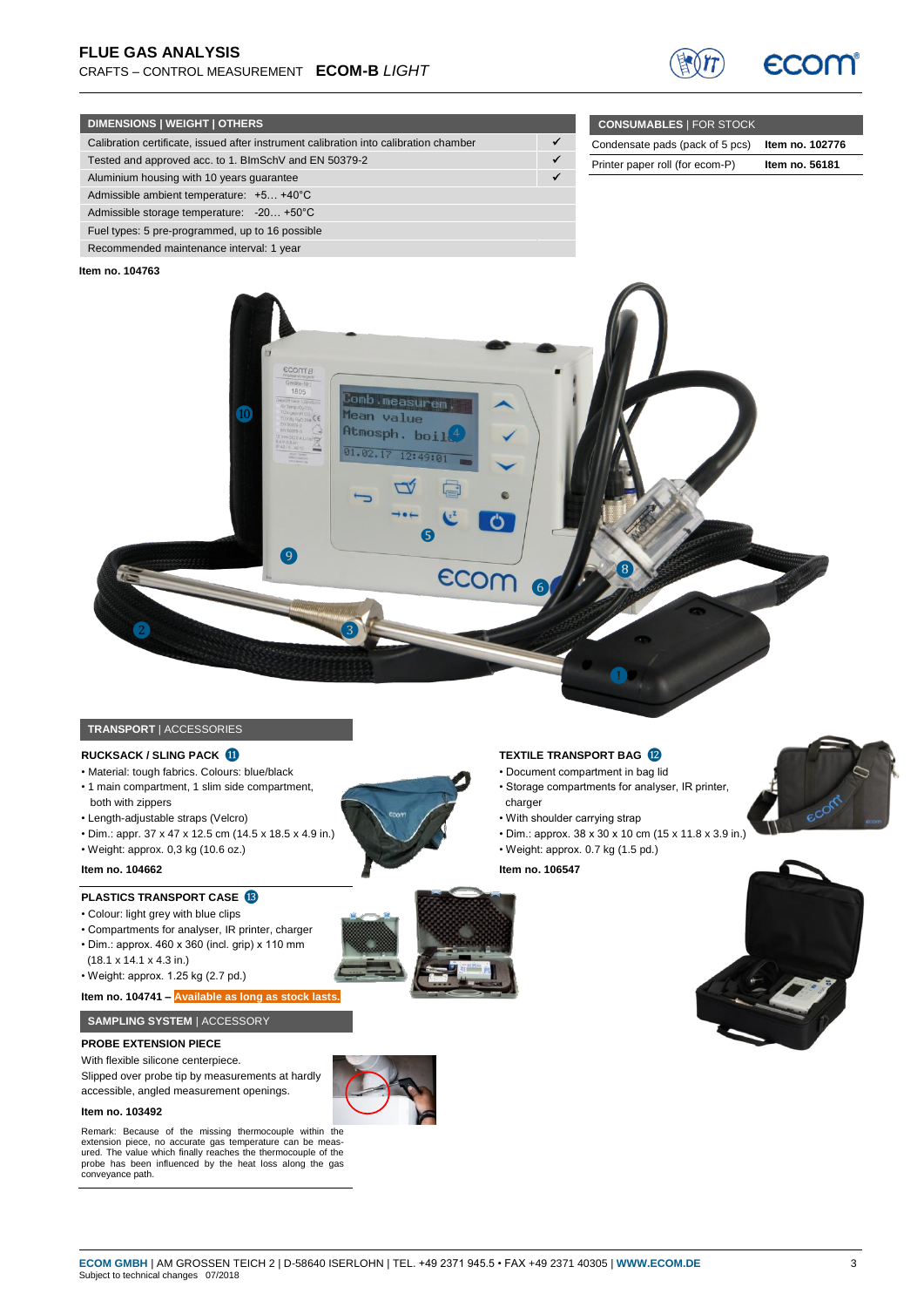# FLUE GAS ANALYSIS

CRAFTS – CONTROL MEASUREMENT **ECOM-B** *LIGHT*

| DIMENSIONS \| WEIGHT \| OTHERS | |
|---|---|
| Calibration certificate, issued after instrument calibration into calibration chamber | ✓ |
| Tested and approved acc. to 1. BImSchV and EN 50379-2 | ✓ |
| Aluminium housing with 10 years guarantee | ✓ |
| Admissible ambient temperature: +5… +40°C | |
| Admissible storage temperature: -20… +50°C | |
| Fuel types: 5 pre-programmed, up to 16 possible | |
| Recommended maintenance interval: 1 year | |

| CONSUMABLES \| FOR STOCK | |
|---|---|
| Condensate pads (pack of 5 pcs) | **Item no. 102776** |
| Printer paper roll (for ecom-P) | **Item no. 56181** |

**Item no. 104763**

## TRANSPORT | ACCESSORIES

### RUCKSACK / SLING PACK ⑪

- Material: tough fabrics. Colours: blue/black
- 1 main compartment, 1 slim side compartment, both with zippers
- Length-adjustable straps (Velcro)
- Dim.: appr. 37 x 47 x 12.5 cm (14.5 x 18.5 x 4.9 in.)
- Weight: approx. 0,3 kg (10.6 oz.)

**Item no. 104662**

### PLASTICS TRANSPORT CASE ⑬

- Colour: light grey with blue clips
- Compartments for analyser, IR printer, charger
- Dim.: approx. 460 x 360 (incl. grip) x 110 mm (18.1 x 14.1 x 4.3 in.)
- Weight: approx. 1.25 kg (2.7 pd.)

**Item no. 104741 – Available as long as stock lasts.**

### TEXTILE TRANSPORT BAG ⑫

- Document compartment in bag lid
- Storage compartments for analyser, IR printer, charger
- With shoulder carrying strap
- Dim.: approx. 38 x 30 x 10 cm (15 x 11.8 x 3.9 in.)
- Weight: approx. 0.7 kg (1.5 pd.)

**Item no. 106547**

## SAMPLING SYSTEM | ACCESSORY

### PROBE EXTENSION PIECE

With flexible silicone centerpiece.
Slipped over probe tip by measurements at hardly accessible, angled measurement openings.

**Item no. 103492**

Remark: Because of the missing thermocouple within the extension piece, no accurate gas temperature can be measured. The value which finally reaches the thermocouple of the probe has been influenced by the heat loss along the gas conveyance path.

**ECOM GMBH** | AM GROSSEN TEICH 2 | D-58640 ISERLOHN | TEL. +49 2371 945.5 • FAX +49 2371 40305 | **WWW.ECOM.DE**
Subject to technical changes 07/2018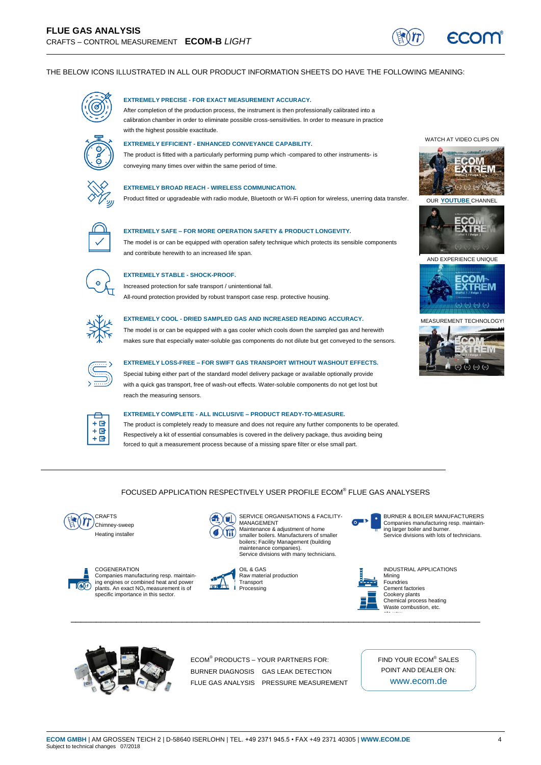# FLUE GAS ANALYSIS

CRAFTS – CONTROL MEASUREMENT **ECOM-B** *LIGHT*

THE BELOW ICONS ILLUSTRATED IN ALL OUR PRODUCT INFORMATION SHEETS DO HAVE THE FOLLOWING MEANING:

**EXTREMELY PRECISE - FOR EXACT MEASUREMENT ACCURACY.**
After completion of the production process, the instrument is then professionally calibrated into a calibration chamber in order to eliminate possible cross-sensitivities. In order to measure in practice with the highest possible exactitude.

**EXTREMELY EFFICIENT - ENHANCED CONVEYANCE CAPABILITY.**
The product is fitted with a particularly performing pump which -compared to other instruments- is conveying many times over within the same period of time.

**EXTREMELY BROAD REACH - WIRELESS COMMUNICATION.**
Product fitted or upgradeable with radio module, Bluetooth or Wi-Fi option for wireless, unerring data transfer.

**EXTREMELY SAFE – FOR MORE OPERATION SAFETY & PRODUCT LONGEVITY.**
The model is or can be equipped with operation safety technique which protects its sensible components and contribute herewith to an increased life span.

**EXTREMELY STABLE - SHOCK-PROOF.**
Increased protection for safe transport / unintentional fall.
All-round protection provided by robust transport case resp. protective housing.

**EXTREMELY COOL - DRIED SAMPLED GAS AND INCREASED READING ACCURACY.**
The model is or can be equipped with a gas cooler which cools down the sampled gas and herewith makes sure that especially water-soluble gas components do not dilute but get conveyed to the sensors.

**EXTREMELY LOSS-FREE – FOR SWIFT GAS TRANSPORT WITHOUT WASHOUT EFFECTS.**
Special tubing either part of the standard model delivery package or available optionally provide with a quick gas transport, free of wash-out effects. Water-soluble components do not get lost but reach the measuring sensors.

**EXTREMELY COMPLETE - ALL INCLUSIVE – PRODUCT READY-TO-MEASURE.**
The product is completely ready to measure and does not require any further components to be operated. Respectively a kit of essential consumables is covered in the delivery package, thus avoiding being forced to quit a measurement process because of a missing spare filter or else small part.

WATCH AT VIDEO CLIPS ON OUR YOUTUBE CHANNEL AND EXPERIENCE UNIQUE MEASUREMENT TECHNOLOGY!

FOCUSED APPLICATION RESPECTIVELY USER PROFILE ECOM® FLUE GAS ANALYSERS

**CRAFTS**
Chimney-sweep
Heating installer

**SERVICE ORGANISATIONS & FACILITY-MANAGEMENT**
Maintenance & adjustment of home smaller boilers. Manufacturers of smaller boilers; Facility Management (building maintenance companies).
Service divisions with many technicians.

**BURNER & BOILER MANUFACTURERS**
Companies manufacturing resp. maintaining larger boiler and burner.
Service divisions with lots of technicians.

**COGENERATION**
Companies manufacturing resp. maintaining engines or combined heat and power plants. An exact $NO_x$ measurement is of specific importance in this sector.

**OIL & GAS**
Raw material production
Transport
Processing

**INDUSTRIAL APPLICATIONS**
Mining
Foundries
Cement factories
Cookery plants
Chemical process heating
Waste combustion, etc.

ECOM® PRODUCTS – YOUR PARTNERS FOR:
BURNER DIAGNOSIS GAS LEAK DETECTION
FLUE GAS ANALYSIS PRESSURE MEASUREMENT

FIND YOUR ECOM® SALES POINT AND DEALER ON:
www.ecom.de

**ECOM GMBH** | AM GROSSEN TEICH 2 | D-58640 ISERLOHN | TEL. +49 2371 945.5 • FAX +49 2371 40305 | **WWW.ECOM.DE**
Subject to technical changes 07/2018